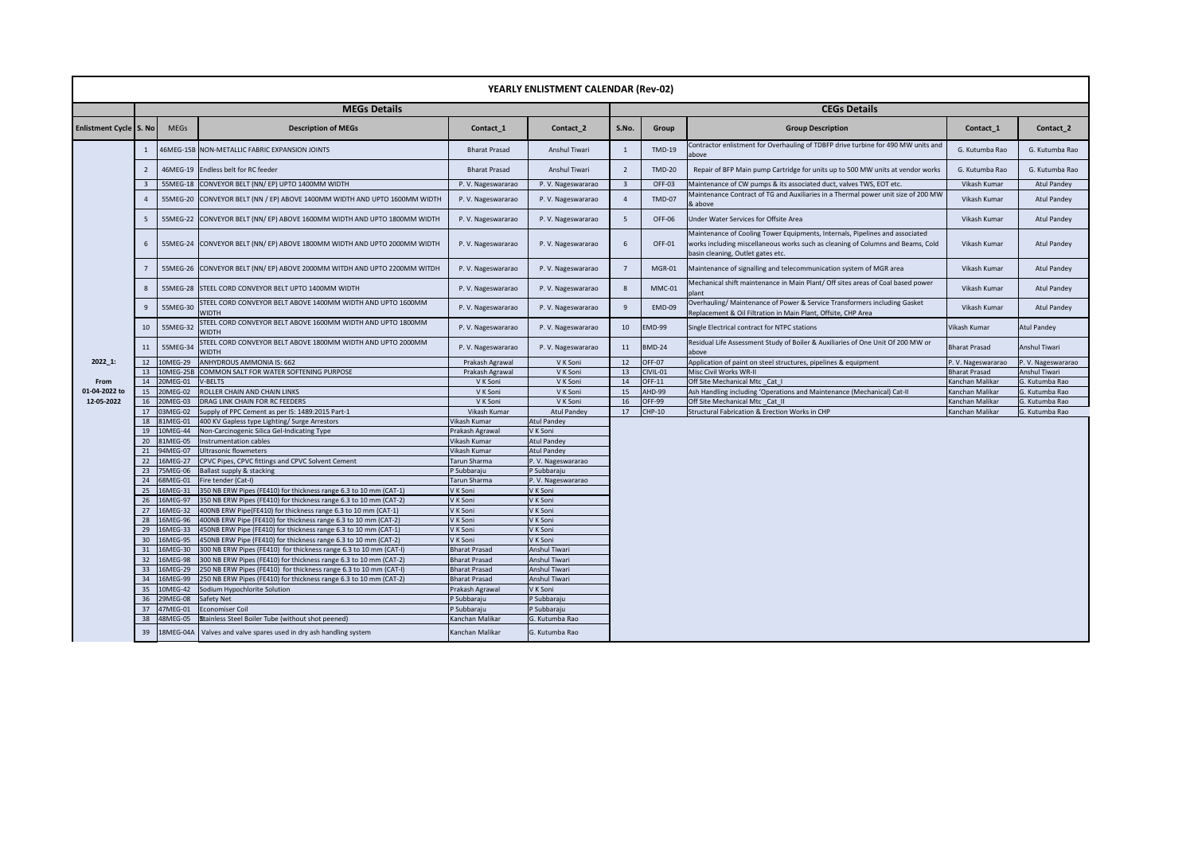# YEARLY ENLISTMENT CALENDAR (Rev-02)

| | MEGs Details | | | | | CEGs Details | | | | |
|---|---|---|---|---|---|---|---|---|---|---|
| Enlistment Cycle | S. No | MEGs | Description of MEGs | Contact_1 | Contact_2 | S.No. | Group | Group Description | Contact_1 | Contact_2 |
| 2022_1: From 01-04-2022 to 12-05-2022 | 1 | 46MEG-15B | NON-METALLIC FABRIC EXPANSION JOINTS | Bharat Prasad | Anshul Tiwari | 1 | TMD-19 | Contractor enlistment for Overhauling of TDBFP drive turbine for 490 MW units and above | G. Kutumba Rao | G. Kutumba Rao |
| | 2 | 46MEG-19 | Endless belt for RC feeder | Bharat Prasad | Anshul Tiwari | 2 | TMD-20 | Repair of BFP Main pump Cartridge for units up to 500 MW units at vendor works | G. Kutumba Rao | G. Kutumba Rao |
| | 3 | 55MEG-18 | CONVEYOR BELT (NN/ EP) UPTO 1400MM WIDTH | P. V. Nageswararao | P. V. Nageswararao | 3 | OFF-03 | Maintenance of CW pumps & its associated duct, valves TWS, EOT etc. | Vikash Kumar | Atul Pandey |
| | 4 | 55MEG-20 | CONVEYOR BELT (NN / EP) ABOVE 1400MM WIDTH AND UPTO 1600MM WIDTH | P. V. Nageswararao | P. V. Nageswararao | 4 | TMD-07 | Maintenance Contract of TG and Auxiliaries in a Thermal power unit size of 200 MW & above | Vikash Kumar | Atul Pandey |
| | 5 | 55MEG-22 | CONVEYOR BELT (NN/ EP) ABOVE 1600MM WIDTH AND UPTO 1800MM WIDTH | P. V. Nageswararao | P. V. Nageswararao | 5 | OFF-06 | Under Water Services for Offsite Area | Vikash Kumar | Atul Pandey |
| | 6 | 55MEG-24 | CONVEYOR BELT (NN/ EP) ABOVE 1800MM WIDTH AND UPTO 2000MM WIDTH | P. V. Nageswararao | P. V. Nageswararao | 6 | OFF-01 | Maintenance of Cooling Tower Equipments, Internals, Pipelines and associated works including miscellaneous works such as cleaning of Columns and Beams, Cold basin cleaning, Outlet gates etc. | Vikash Kumar | Atul Pandey |
| | 7 | 55MEG-26 | CONVEYOR BELT (NN/ EP) ABOVE 2000MM WITDH AND UPTO 2200MM WITDH | P. V. Nageswararao | P. V. Nageswararao | 7 | MGR-01 | Maintenance of signalling and telecommunication system of MGR area | Vikash Kumar | Atul Pandey |
| | 8 | 55MEG-28 | STEEL CORD CONVEYOR BELT UPTO 1400MM WIDTH | P. V. Nageswararao | P. V. Nageswararao | 8 | MMC-01 | Mechanical shift maintenance in Main Plant/ Off sites areas of Coal based power plant | Vikash Kumar | Atul Pandey |
| | 9 | 55MEG-30 | STEEL CORD CONVEYOR BELT ABOVE 1400MM WIDTH AND UPTO 1600MM WIDTH | P. V. Nageswararao | P. V. Nageswararao | 9 | EMD-09 | Overhauling/ Maintenance of Power & Service Transformers including Gasket Replacement & Oil Filtration in Main Plant, Offsite, CHP Area | Vikash Kumar | Atul Pandey |
| | 10 | 55MEG-32 | STEEL CORD CONVEYOR BELT ABOVE 1600MM WIDTH AND UPTO 1800MM WIDTH | P. V. Nageswararao | P. V. Nageswararao | 10 | EMD-99 | Single Electrical contract for NTPC stations | Vikash Kumar | Atul Pandey |
| | 11 | 55MEG-34 | STEEL CORD CONVEYOR BELT ABOVE 1800MM WIDTH AND UPTO 2000MM WIDTH | P. V. Nageswararao | P. V. Nageswararao | 11 | BMD-24 | Residual Life Assessment Study of Boiler & Auxiliaries of One Unit Of 200 MW or above | Bharat Prasad | Anshul Tiwari |
| | 12 | 10MEG-29 | ANHYDROUS AMMONIA IS: 662 | Prakash Agrawal | V K Soni | 12 | OFF-07 | Application of paint on steel structures, pipelines & equipment | P. V. Nageswararao | P. V. Nageswararao |
| | 13 | 10MEG-25B | COMMON SALT FOR WATER SOFTENING PURPOSE | Prakash Agrawal | V K Soni | 13 | CIVIL-01 | Misc Civil Works WR-II | Bharat Prasad | Anshul Tiwari |
| | 14 | 20MEG-01 | V-BELTS | V K Soni | V K Soni | 14 | OFF-11 | Off Site Mechanical Mtc _Cat_I | Kanchan Malikar | G. Kutumba Rao |
| | 15 | 20MEG-02 | ROLLER CHAIN AND CHAIN LINKS | V K Soni | V K Soni | 15 | AHD-99 | Ash Handling including 'Operations and Maintenance (Mechanical) Cat-II | Kanchan Malikar | G. Kutumba Rao |
| | 16 | 20MEG-03 | DRAG LINK CHAIN FOR RC FEEDERS | V K Soni | V K Soni | 16 | OFF-99 | Off Site Mechanical Mtc _Cat_II | Kanchan Malikar | G. Kutumba Rao |
| | 17 | 03MEG-02 | Supply of PPC Cement as per IS: 1489:2015 Part-1 | Vikash Kumar | Atul Pandey | 17 | CHP-10 | Structural Fabrication & Erection Works in CHP | Kanchan Malikar | G. Kutumba Rao |
| | 18 | 81MEG-01 | 400 KV Gapless type Lighting/ Surge Arrestors | Vikash Kumar | Atul Pandey | | | | | |
| | 19 | 10MEG-44 | Non-Carcinogenic Silica Gel-Indicating Type | Prakash Agrawal | V K Soni | | | | | |
| | 20 | 81MEG-05 | Instrumentation cables | Vikash Kumar | Atul Pandey | | | | | |
| | 21 | 94MEG-07 | Ultrasonic flowmeters | Vikash Kumar | Atul Pandey | | | | | |
| | 22 | 16MEG-27 | CPVC Pipes, CPVC fittings and CPVC Solvent Cement | Tarun Sharma | P. V. Nageswararao | | | | | |
| | 23 | 75MEG-06 | Ballast supply & stacking | P Subbaraju | P Subbaraju | | | | | |
| | 24 | 68MEG-01 | Fire tender (Cat-I) | Tarun Sharma | P. V. Nageswararao | | | | | |
| | 25 | 16MEG-31 | 350 NB ERW Pipes (FE410) for thickness range 6.3 to 10 mm (CAT-1) | V K Soni | V K Soni | | | | | |
| | 26 | 16MEG-97 | 350 NB ERW Pipes (FE410) for thickness range 6.3 to 10 mm (CAT-2) | V K Soni | V K Soni | | | | | |
| | 27 | 16MEG-32 | 400NB ERW Pipe(FE410) for thickness range 6.3 to 10 mm (CAT-1) | V K Soni | V K Soni | | | | | |
| | 28 | 16MEG-96 | 400NB ERW Pipe (FE410) for thickness range 6.3 to 10 mm (CAT-2) | V K Soni | V K Soni | | | | | |
| | 29 | 16MEG-33 | 450NB ERW Pipe (FE410) for thickness range 6.3 to 10 mm (CAT-1) | V K Soni | V K Soni | | | | | |
| | 30 | 16MEG-95 | 450NB ERW Pipe (FE410) for thickness range 6.3 to 10 mm (CAT-2) | V K Soni | V K Soni | | | | | |
| | 31 | 16MEG-30 | 300 NB ERW Pipes (FE410) for thickness range 6.3 to 10 mm (CAT-I) | Bharat Prasad | Anshul Tiwari | | | | | |
| | 32 | 16MEG-98 | 300 NB ERW Pipes (FE410) for thickness range 6.3 to 10 mm (CAT-2) | Bharat Prasad | Anshul Tiwari | | | | | |
| | 33 | 16MEG-29 | 250 NB ERW Pipes (FE410) for thickness range 6.3 to 10 mm (CAT-I) | Bharat Prasad | Anshul Tiwari | | | | | |
| | 34 | 16MEG-99 | 250 NB ERW Pipes (FE410) for thickness range 6.3 to 10 mm (CAT-2) | Bharat Prasad | Anshul Tiwari | | | | | |
| | 35 | 10MEG-42 | Sodium Hypochlorite Solution | Prakash Agrawal | V K Soni | | | | | |
| | 36 | 29MEG-08 | Safety Net | P Subbaraju | P Subbaraju | | | | | |
| | 37 | 47MEG-01 | Economiser Coil | P Subbaraju | P Subbaraju | | | | | |
| | 38 | 48MEG-05 | Stainless Steel Boiler Tube (without shot peened) | Kanchan Malikar | G. Kutumba Rao | | | | | |
| | 39 | 18MEG-04A | Valves and valve spares used in dry ash handling system | Kanchan Malikar | G. Kutumba Rao | | | | | |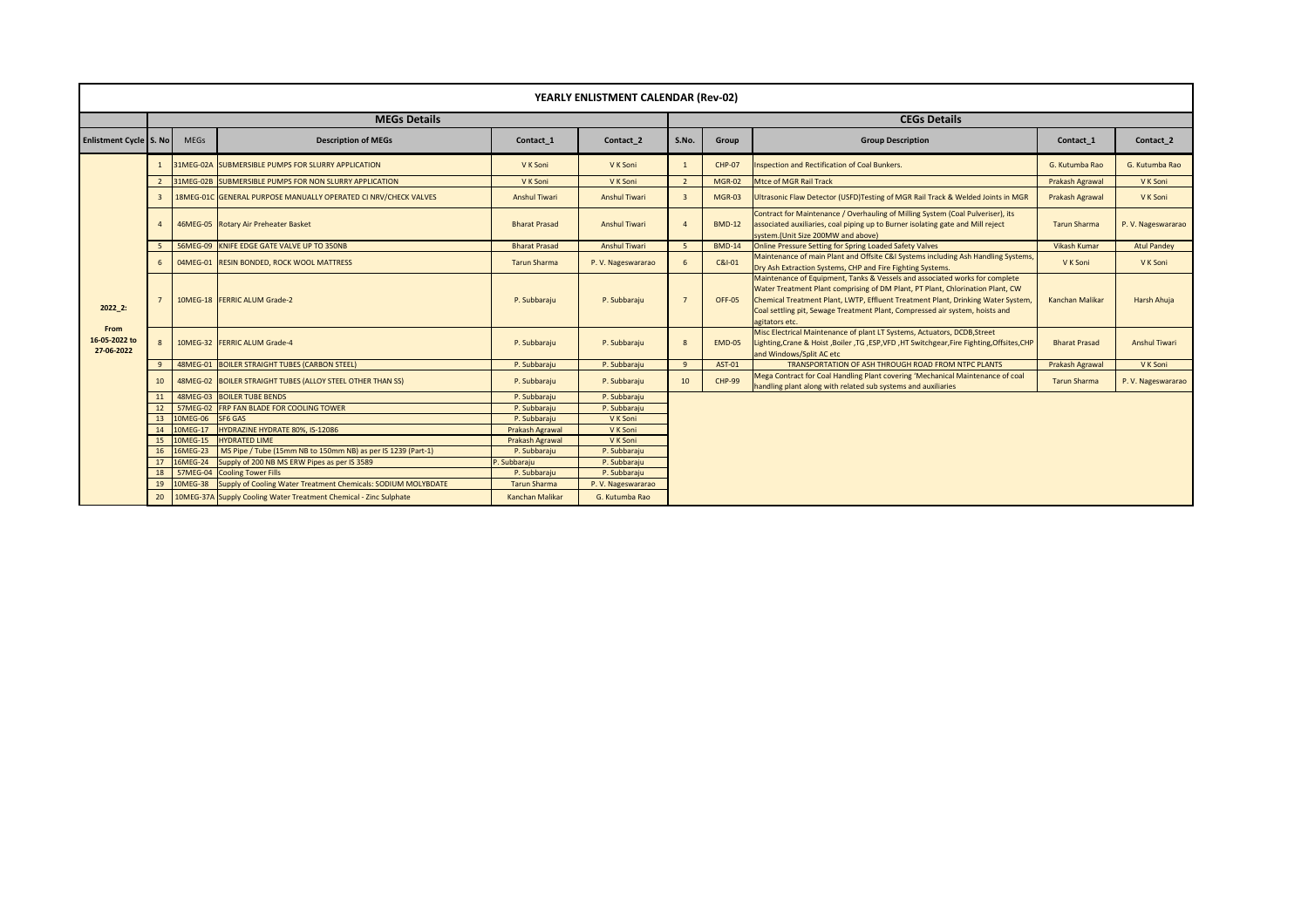# YEARLY ENLISTMENT CALENDAR (Rev-02)

| | MEGs Details | | | | | CEGs Details | | | | |
|---|---|---|---|---|---|---|---|---|---|---|
| Enlistment Cycle | S. No | MEGs | Description of MEGs | Contact_1 | Contact_2 | S.No. | Group | Group Description | Contact_1 | Contact_2 |
| 2022_2: From 16-05-2022 to 27-06-2022 | 1 | 31MEG-02A | SUBMERSIBLE PUMPS FOR SLURRY APPLICATION | V K Soni | V K Soni | 1 | CHP-07 | Inspection and Rectification of Coal Bunkers. | G. Kutumba Rao | G. Kutumba Rao |
| | 2 | 31MEG-02B | SUBMERSIBLE PUMPS FOR NON SLURRY APPLICATION | V K Soni | V K Soni | 2 | MGR-02 | Mtce of MGR Rail Track | Prakash Agrawal | V K Soni |
| | 3 | 18MEG-01C | GENERAL PURPOSE MANUALLY OPERATED CI NRV/CHECK VALVES | Anshul Tiwari | Anshul Tiwari | 3 | MGR-03 | Ultrasonic Flaw Detector (USFD)Testing of MGR Rail Track & Welded Joints in MGR | Prakash Agrawal | V K Soni |
| | 4 | 46MEG-05 | Rotary Air Preheater Basket | Bharat Prasad | Anshul Tiwari | 4 | BMD-12 | Contract for Maintenance / Overhauling of Milling System (Coal Pulveriser), its associated auxiliaries, coal piping up to Burner isolating gate and Mill reject system.(Unit Size 200MW and above) | Tarun Sharma | P. V. Nageswararao |
| | 5 | 56MEG-09 | KNIFE EDGE GATE VALVE UP TO 350NB | Bharat Prasad | Anshul Tiwari | 5 | BMD-14 | Online Pressure Setting for Spring Loaded Safety Valves | Vikash Kumar | Atul Pandey |
| | 6 | 04MEG-01 | RESIN BONDED, ROCK WOOL MATTRESS | Tarun Sharma | P. V. Nageswararao | 6 | C&I-01 | Maintenance of main Plant and Offsite C&I Systems including Ash Handling Systems, Dry Ash Extraction Systems, CHP and Fire Fighting Systems. | V K Soni | V K Soni |
| | 7 | 10MEG-18 | FERRIC ALUM Grade-2 | P. Subbaraju | P. Subbaraju | 7 | OFF-05 | Maintenance of Equipment, Tanks & Vessels and associated works for complete Water Treatment Plant comprising of DM Plant, PT Plant, Chlorination Plant, CW Chemical Treatment Plant, LWTP, Effluent Treatment Plant, Drinking Water System, Coal settling pit, Sewage Treatment Plant, Compressed air system, hoists and agitators etc. | Kanchan Malikar | Harsh Ahuja |
| | 8 | 10MEG-32 | FERRIC ALUM Grade-4 | P. Subbaraju | P. Subbaraju | 8 | EMD-05 | Misc Electrical Maintenance of plant LT Systems, Actuators, DCDB,Street Lighting,Crane & Hoist ,Boiler ,TG ,ESP,VFD ,HT Switchgear,Fire Fighting,Offsites,CHP and Windows/Split AC etc | Bharat Prasad | Anshul Tiwari |
| | 9 | 48MEG-01 | BOILER STRAIGHT TUBES (CARBON STEEL) | P. Subbaraju | P. Subbaraju | 9 | AST-01 | TRANSPORTATION OF ASH THROUGH ROAD FROM NTPC PLANTS | Prakash Agrawal | V K Soni |
| | 10 | 48MEG-02 | BOILER STRAIGHT TUBES (ALLOY STEEL OTHER THAN SS) | P. Subbaraju | P. Subbaraju | 10 | CHP-99 | Mega Contract for Coal Handling Plant covering 'Mechanical Maintenance of coal handling plant along with related sub systems and auxiliaries | Tarun Sharma | P. V. Nageswararao |
| | 11 | 48MEG-03 | BOILER TUBE BENDS | P. Subbaraju | P. Subbaraju | | | | | |
| | 12 | 57MEG-02 | FRP FAN BLADE FOR COOLING TOWER | P. Subbaraju | P. Subbaraju | | | | | |
| | 13 | 10MEG-06 | SF6 GAS | P. Subbaraju | V K Soni | | | | | |
| | 14 | 10MEG-17 | HYDRAZINE HYDRATE 80%, IS-12086 | Prakash Agrawal | V K Soni | | | | | |
| | 15 | 10MEG-15 | HYDRATED LIME | Prakash Agrawal | V K Soni | | | | | |
| | 16 | 16MEG-23 | MS Pipe / Tube (15mm NB to 150mm NB) as per IS 1239 (Part-1) | P. Subbaraju | P. Subbaraju | | | | | |
| | 17 | 16MEG-24 | Supply of 200 NB MS ERW Pipes as per IS 3589 | P. Subbaraju | P. Subbaraju | | | | | |
| | 18 | 57MEG-04 | Cooling Tower Fills | P. Subbaraju | P. Subbaraju | | | | | |
| | 19 | 10MEG-38 | Supply of Cooling Water Treatment Chemicals: SODIUM MOLYBDATE | Tarun Sharma | P. V. Nageswararao | | | | | |
| | 20 | 10MEG-37A | Supply Cooling Water Treatment Chemical - Zinc Sulphate | Kanchan Malikar | G. Kutumba Rao | | | | | |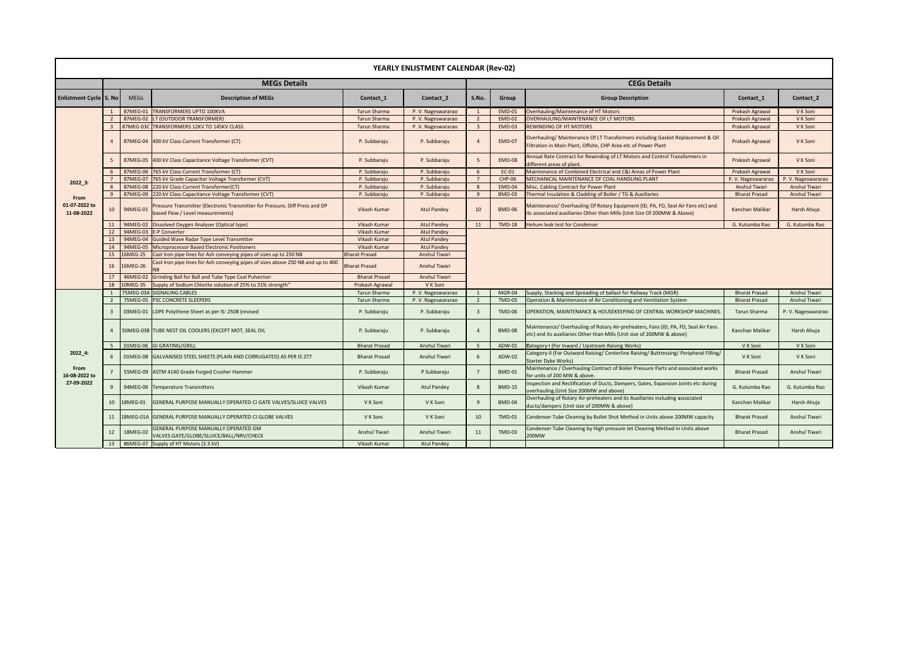# YEARLY ENLISTMENT CALENDAR (Rev-02)

| | MEGs Details | | | | | CEGs Details | | | | |
|---|---|---|---|---|---|---|---|---|---|---|
| Enlistment Cycle | S. No | MEGs | Description of MEGs | Contact_1 | Contact_2 | S.No. | Group | Group Description | Contact_1 | Contact_2 |
| 2022_3: From 01-07-2022 to 11-08-2022 | 1 | 87MEG-01 | TRANSFORMERS UPTO 100KVA | Tarun Sharma | P. V. Nageswararao | 1 | EMD-01 | Overhauling/Maintenance of HT Motors | Prakash Agrawal | V K Soni |
| | 2 | 87MEG-02 | LT (OUTDOOR TRANSFORMER) | Tarun Sharma | P. V. Nageswararao | 2 | EMD-02 | OVERHAULING/MAINTENANCE OF LT MOTORS | Prakash Agrawal | V K Soni |
| | 3 | 87MEG-03C | TRANSFORMERS 12KV TO 145KV CLASS | Tarun Sharma | P. V. Nageswararao | 3 | EMD-03 | REWINDING OF HT MOTORS | Prakash Agrawal | V K Soni |
| | 4 | 87MEG-04 | 400 kV Class Current Transformer (CT) | P. Subbaraju | P. Subbaraju | 4 | EMD-07 | Overhauling/ Maintenance Of LT Transformers including Gasket Replacement & Oil Filtration in Main Plant, Offsite, CHP Area etc of Power Plant | Prakash Agrawal | V K Soni |
| | 5 | 87MEG-05 | 400 kV Class Capacitance Voltage Transformer (CVT) | P. Subbaraju | P. Subbaraju | 5 | EMD-08 | Annual Rate Contract for Rewinding of LT Motors and Control Transformers in different areas of plant. | Prakash Agrawal | V K Soni |
| | 6 | 87MEG-06 | 765 kV Class Current Transformer (CT) | P. Subbaraju | P. Subbaraju | 6 | EC-01 | Maintenance of Combined Electrical and C&I Areas of Power Plant | Prakash Agrawal | V K Soni |
| | 7 | 87MEG-07 | 765 kV Grade Capacitor Voltage Transformer (CVT) | P. Subbaraju | P. Subbaraju | 7 | CHP-06 | MECHANICAL MAINTENANCE OF COAL HANDLING PLANT | P. V. Nageswararao | P. V. Nageswararao |
| | 8 | 87MEG-08 | 220 kV Class Current Transformer(CT) | P. Subbaraju | P. Subbaraju | 8 | EMD-04 | Misc. Cabling Contract for Power Plant | Anshul Tiwari | Anshul Tiwari |
| | 9 | 87MEG-09 | 220 kV Class Capacitance Voltage Transformer (CVT) | P. Subbaraju | P. Subbaraju | 9 | BMD-03 | Thermal Insulation & Cladding of Boiler / TG & Auxiliaries | Bharat Prasad | Anshul Tiwari |
| | 10 | 94MEG-01 | Pressure Transmitter (Electronic Transmitter for Pressure, Diff Press and DP based Flow / Level measurements) | Vikash Kumar | Atul Pandey | 10 | BMD-06 | Maintenance/ Overhauling Of Rotary Equipment (ID, PA, FD, Seal Air Fans etc) and its associated auxiliaries Other than Mills (Unit Size Of 200MW & Above) | Kanchan Malikar | Harsh Ahuja |
| | 11 | 94MEG-02 | Dissolved Oxygen Analyser (Optical type) | Vikash Kumar | Atul Pandey | 11 | TMD-18 | Helium leak test for Condenser | G. Kutumba Rao | G. Kutumba Rao |
| | 12 | 94MEG-03 | E-P Converter | Vikash Kumar | Atul Pandey | | | | | |
| | 13 | 94MEG-04 | Guided Wave Radar Type Level Transmitter | Vikash Kumar | Atul Pandey | | | | | |
| | 14 | 94MEG-05 | Microprocessor Based Electronic Positioners | Vikash Kumar | Atul Pandey | | | | | |
| | 15 | 16MEG-25 | Cast Iron pipe lines for Ash conveying pipes of sizes up to 250 NB | Bharat Prasad | Anshul Tiwari | | | | | |
| | 16 | 16MEG-26 | Cast Iron pipe lines for Ash conveying pipes of sizes above 250 NB and up to 400 NB | Bharat Prasad | Anshul Tiwari | | | | | |
| | 17 | 46MEG-02 | Grinding Ball for Ball and Tube Type Coal Pulveriser | Bharat Prasad | Anshul Tiwari | | | | | |
| | 18 | 10MEG-35 | Supply of Sodium Chlorite solution of 25% to 31% strength" | Prakash Agrawal | V K Soni | | | | | |
| 2022_4: From 16-08-2022 to 27-09-2022 | 1 | 75MEG-03A | SIGNALING CABLES | Tarun Sharma | P. V. Nageswararao | 1 | MGR-04 | Supply, Stacking and Spreading of ballast for Railway Track (MGR) | Bharat Prasad | Anshul Tiwari |
| | 2 | 75MEG-05 | PSC CONCRETE SLEEPERS | Tarun Sharma | P. V. Nageswararao | 2 | TMD-05 | Operation & Maintenance of Air Conditioning and Ventilation System | Bharat Prasad | Anshul Tiwari |
| | 3 | 03MEG-01 | LDPE Polythene Sheet as per IS: 2508 (revised | P. Subbaraju | P. Subbaraju | 3 | TMD-06 | OPERATION, MAINTENANCE & HOUSEKEEPING OF CENTRAL WORKSHOP MACHINES. | Tarun Sharma | P. V. Nageswararao |
| | 4 | 50MEG-03B | TUBE NEST OIL COOLERS (EXCEPT MOT, SEAL OIL | P. Subbaraju | P. Subbaraju | 4 | BMD-08 | Maintenance/ Overhauling of Rotary Air-preheaters, Fans (ID, PA, FD, Seal Air Fans etc) and its auxiliaries Other than Mills (Unit size of 200MW & above) | Kanchan Malikar | Harsh Ahuja |
| | 5 | 01MEG-06 | GI GRATING/GRILL | Bharat Prasad | Anshul Tiwari | 5 | ADW-01 | Category-I (For Inward / Upstream Raising Works) | V K Soni | V K Soni |
| | 6 | 01MEG-08 | GALVANISED STEEL SHEETS (PLAIN AND CORRUGATED) AS PER IS 277 | Bharat Prasad | Anshul Tiwari | 6 | ADW-02 | Category-II (For Outward Raising/ Centerline Raising/ Buttressing/ Peripheral Filling/ Starter Dyke Works) | V K Soni | V K Soni |
| | 7 | 55MEG-09 | ASTM 4140 Grade Forged Crusher Hammer | P. Subbaraju | P Subbaraju | 7 | BMD-01 | Maintenance / Overhauling Contract of Boiler Pressure Parts and associated works for units of 200 MW & above. | Bharat Prasad | Anshul Tiwari |
| | 9 | 94MEG-06 | Temperature Transmitters | Vikash Kumar | Atul Pandey | 8 | BMD-15 | Inspection and Rectification of Ducts, Dampers, Gates, Expansion Joints etc during overhauling.(Unit Size 200MW and above) | G. Kutumba Rao | G. Kutumba Rao |
| | 10 | 18MEG-01 | GENERAL PURPOSE MANUALLY OPERATED CI GATE VALVES/SLUICE VALVES | V K Soni | V K Soni | 9 | BMD-04 | Overhauling of Rotary Air-preheaters and its Auxiliaries including associated ducts/dampers (Unit size of 200MW & above) | Kanchan Malikar | Harsh Ahuja |
| | 11 | 18MEG-01A | GENERAL PURPOSE MANUALLY OPERATED CI GLOBE VALVES | V K Soni | V K Soni | 10 | TMD-01 | Condenser Tube Cleaning by Bullet Shot Method in Units above 200MW capacity | Bharat Prasad | Anshul Tiwari |
| | 12 | 18MEG-02 | GENERAL PURPOSE MANUALLY OPERATED GM VALVES:GATE/GLOBE/SLUICE/BALL/NRV/CHECK | Anshul Tiwari | Anshul Tiwari | 11 | TMD-03 | Condenser Tube Cleaning by High pressure Jet Cleaning Method in Units above 200MW | Bharat Prasad | Anshul Tiwari |
| | 13 | 86MEG-07 | Supply of HT Motors (3.3 kV) | Vikash Kumar | Atul Pandey | | | | | |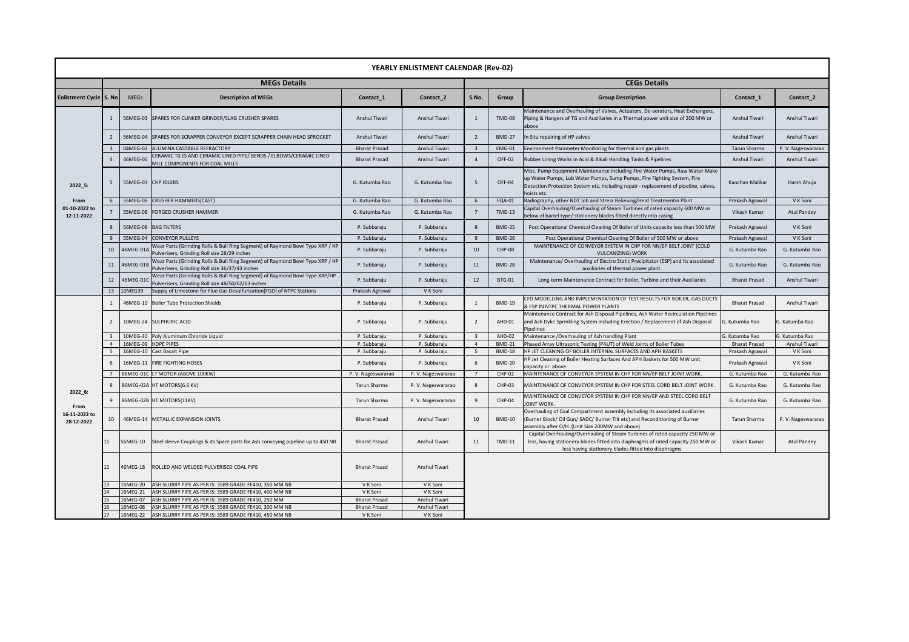# YEARLY ENLISTMENT CALENDAR (Rev-02)

| | MEGs Details | | | | | CEGs Details | | | | |
|---|---|---|---|---|---|---|---|---|---|---|
| **Enlistment Cycle** | **S. No** | **MEGs** | **Description of MEGs** | **Contact_1** | **Contact_2** | **S.No.** | **Group** | **Group Description** | **Contact_1** | **Contact_2** |
| 2022_5: From 01-10-2022 to 12-11-2022 | 1 | 56MEG-03 | SPARES FOR CLINKER GRINDER/SLAG CRUSHER SPARES | Anshul Tiwari | Anshul Tiwari | 1 | TMD-09 | Maintenance and Overhauling of Valves, Actuators, De-aerators, Heat Exchangers, Piping & Hangers of TG and Auxiliaries in a Thermal power unit size of 200 MW or above | Anshul Tiwari | Anshul Tiwari |
| | 2 | 56MEG-04 | SPARES FOR SCRAPPER CONVEYOR EXCEPT SCRAPPER CHAIN HEAD SPROCKET | Anshul Tiwari | Anshul Tiwari | 2 | BMD-27 | In Situ repairing of HP valves | Anshul Tiwari | Anshul Tiwari |
| | 3 | 04MEG-02 | ALUMINA CASTABLE REFRACTORY | Bharat Prasad | Anshul Tiwari | 3 | EMG-01 | Environment Parameter Monitoring for thermal and gas plants | Tarun Sharma | P. V. Nageswararao |
| | 4 | 46MEG-06 | CERAMIC TILES AND CERAMIC LINED PIPE/ BENDS / ELBOWS/CERAMIC LINED MILL COMPONENTS FOR COAL MILLS | Bharat Prasad | Anshul Tiwari | 4 | OFF-02 | Rubber Lining Works in Acid & Alkali Handling Tanks & Pipelines | Anshul Tiwari | Anshul Tiwari |
| | 5 | 55MEG-03 | CHP IDLERS | G. Kutumba Rao | G. Kutumba Rao | 5 | OFF-04 | Misc. Pump Equipment Maintenance including Fire Water Pumps, Raw Water-Make up Water Pumps, Lub Water Pumps, Sump Pumps, Fire Fighting System, Fire Detection Protection System etc. including repair - replacement of pipeline, valves, hoists etc. | Kanchan Malikar | Harsh Ahuja |
| | 6 | 55MEG-06 | CRUSHER HAMMERS(CAST) | G. Kutumba Rao | G. Kutumba Rao | 6 | FQA-01 | Radiography, other NDT Job and Stress Relieving/Heat Treatmentin Plant | Prakash Agrawal | V K Soni |
| | 7 | 55MEG-08 | FORGED CRUSHER HAMMER | G. Kutumba Rao | G. Kutumba Rao | 7 | TMD-13 | Capital Overhauling/Overhauling of Steam Turbines of rated capacity 600 MW or below of barrel type/ stationery blades fitted directly into casing | Vikash Kumar | Atul Pandey |
| | 8 | 56MEG-08 | BAG FILTERS | P. Subbaraju | P. Subbaraju | 8 | BMD-25 | Post Operational Chemical Cleaning Of Boiler of Units capacity less than 500 MW | Prakash Agrawal | V K Soni |
| | 9 | 55MEG-04 | CONVEYOR PULLEYS | P. Subbaraju | P. Subbaraju | 9 | BMD-26 | Post Operational Chemical Cleaning Of Boiler of 500 MW or above | Prakash Agrawal | V K Soni |
| | 10 | 46MEG-01A | Wear Parts (Grinding Rolls & Bull Ring Segment) of Raymond Bowl Type XRP / HP Pulverisers, Grinding Roll size 28/29 inches | P. Subbaraju | P. Subbaraju | 10 | CHP-08 | MAINTENANCE OF CONVEYOR SYSTEM IN CHP FOR NN/EP BELT JOINT (COLD VULCANIZING) WORK | G. Kutumba Rao | G. Kutumba Rao |
| | 11 | 46MEG-01B | Wear Parts (Grinding Rolls & Bull Ring Segment) of Raymond Bowl Type XRP / HP Pulverisers, Grinding Roll size 36/37/43 inches | P. Subbaraju | P. Subbaraju | 11 | BMD-28 | Maintenance/ Overhauling of Electro Static Precipitator (ESP) and its associated auxiliaries of thermal power plant. | G. Kutumba Rao | G. Kutumba Rao |
| | 12 | 46MEG-01C | Wear Parts (Grinding Rolls & Bull Ring Segment) of Raymond Bowl Type XRP/HP Pulverisers, Grinding Roll size 48/50/62/63 inches | P. Subbaraju | P. Subbaraju | 12 | BTG-01 | Long-term Maintenance Contract for Boiler, Turbine and their Auxiliaries | Bharat Prasad | Anshul Tiwari |
| | 13 | 10MEG39 | Supply of Limestone for Flue Gas Desulfurization(FGD) of NTPC Stations | Prakash Agrawal | V K Soni | | | | | |
| 2022_6: From 16-11-2022 to 28-12-2022 | 1 | 46MEG-10 | Boiler Tube Protection Shields | P. Subbaraju | P. Subbaraju | 1 | BMD-19 | CFD MODELLING AND IMPLEMENTATION OF TEST RESULTS FOR BOILER, GAS DUCTS & ESP IN NTPC THERMAL POWER PLANTS | Bharat Prasad | Anshul Tiwari |
| | 2 | 10MEG-24 | SULPHURIC ACID | P. Subbaraju | P. Subbaraju | 2 | AHD-01 | Maintenance Contract for Ash Disposal Pipelines, Ash Water Recirculation Pipelines and Ash Dyke Sprinkling System including Erection / Replacement of Ash Disposal Pipelines | G. Kutumba Rao | G. Kutumba Rao |
| | 3 | 10MEG-30 | Poly Aluminum Chloride Liquid | P. Subbaraju | P. Subbaraju | 3 | AHD-02 | Maintenance /Overhauling of Ash handling Plant | G. Kutumba Rao | G. Kutumba Rao |
| | 4 | 16MEG-09 | HDPE PIPES | P. Subbaraju | P. Subbaraju | 4 | BMD-21 | Phased Array Ultrasonic Testing (PAUT) of Weld Joints of Boiler Tubes | Bharat Prasad | Anshul Tiwari |
| | 5 | 16MEG-10 | Cast Basalt Pipe | P. Subbaraju | P. Subbaraju | 5 | BMD-18 | HP JET CLEANING OF BOILER INTERNAL SURFACES AND APH BASKETS | Prakash Agrawal | V K Soni |
| | 6 | 16MEG-11 | FIRE FIGHTING HOSES | P. Subbaraju | P. Subbaraju | 6 | BMD-20 | HP Jet Cleaning of Boiler Heating Surfaces And APH Baskets for 500 MW unit capacity or above | Prakash Agrawal | V K Soni |
| | 7 | 86MEG-01C | LT MOTOR (ABOVE 100KW) | P. V. Nageswararao | P. V. Nageswararao | 7 | CHP-02 | MAINTENANCE OF CONVEYOR SYSTEM IN CHP FOR NN/EP BELT JOINT WORK. | G. Kutumba Rao | G. Kutumba Rao |
| | 8 | 86MEG-02A | HT MOTORS(6.6 KV) | Tarun Sharma | P. V. Nageswararao | 8 | CHP-03 | MAINTENANCE OF CONVEYOR SYSTEM IN CHP FOR STEEL CORD BELT JOINT WORK. | G. Kutumba Rao | G. Kutumba Rao |
| | 9 | 86MEG-02B | HT MOTORS(11KV) | Tarun Sharma | P. V. Nageswararao | 9 | CHP-04 | MAINTENANCE OF CONVEYOR SYSTEM IN CHP FOR NN/EP AND STEEL CORD BELT JOINT WORK. | G. Kutumba Rao | G. Kutumba Rao |
| | 10 | 46MEG-14 | METALLIC EXPANSION JOINTS | Bharat Prasad | Anshul Tiwari | 10 | BMD-10 | Overhauling of Coal Compartment assembly including its associated auxiliaries (Burner Block/ Oil Gun/ SADC/ Burner Tilt etc) and Reconditioning of Burner assembly after O/H. (Unit Size 200MW and above) | Tarun Sharma | P. V. Nageswararao |
| | 11 | 56MEG-10 | Steel sleeve Couplings & its Spare parts for Ash conveying pipeline up to 450 NB | Bharat Prasad | Anshul Tiwari | 11 | TMD-11 | Capital Overhauling/Overhauling of Steam Turbines of rated capacity 250 MW or less, having stationery blades fitted into diaphragms and rated capacity 250 MW or less having stationery blades fitted into diaphragms | Vikash Kumar | Atul Pandey |
| | 12 | 46MEG-18 | ROLLED AND WELDED PULVERISED COAL PIPE | Bharat Prasad | Anshul Tiwari | | | | | |
| | 13 | 16MEG-20 | ASH SLURRY PIPE AS PER IS: 3589 GRADE FE410, 350 MM NB | V K Soni | V K Soni | | | | | |
| | 14 | 16MEG-21 | ASH SLURRY PIPE AS PER IS: 3589 GRADE FE410, 400 MM NB | V K Soni | V K Soni | | | | | |
| | 15 | 16MEG-07 | ASH SLURRY PIPE AS PER IS: 3589 GRADE FE410, 250 MM | Bharat Prasad | Anshul Tiwari | | | | | |
| | 16 | 16MEG-08 | ASH SLURRY PIPE AS PER IS: 3589 GRADE FE410, 300 MM NB | Bharat Prasad | Anshul Tiwari | | | | | |
| | 17 | 16MEG-22 | ASH SLURRY PIPE AS PER IS: 3589 GRADE FE410, 450 MM NB | V K Soni | V K Soni | | | | | |